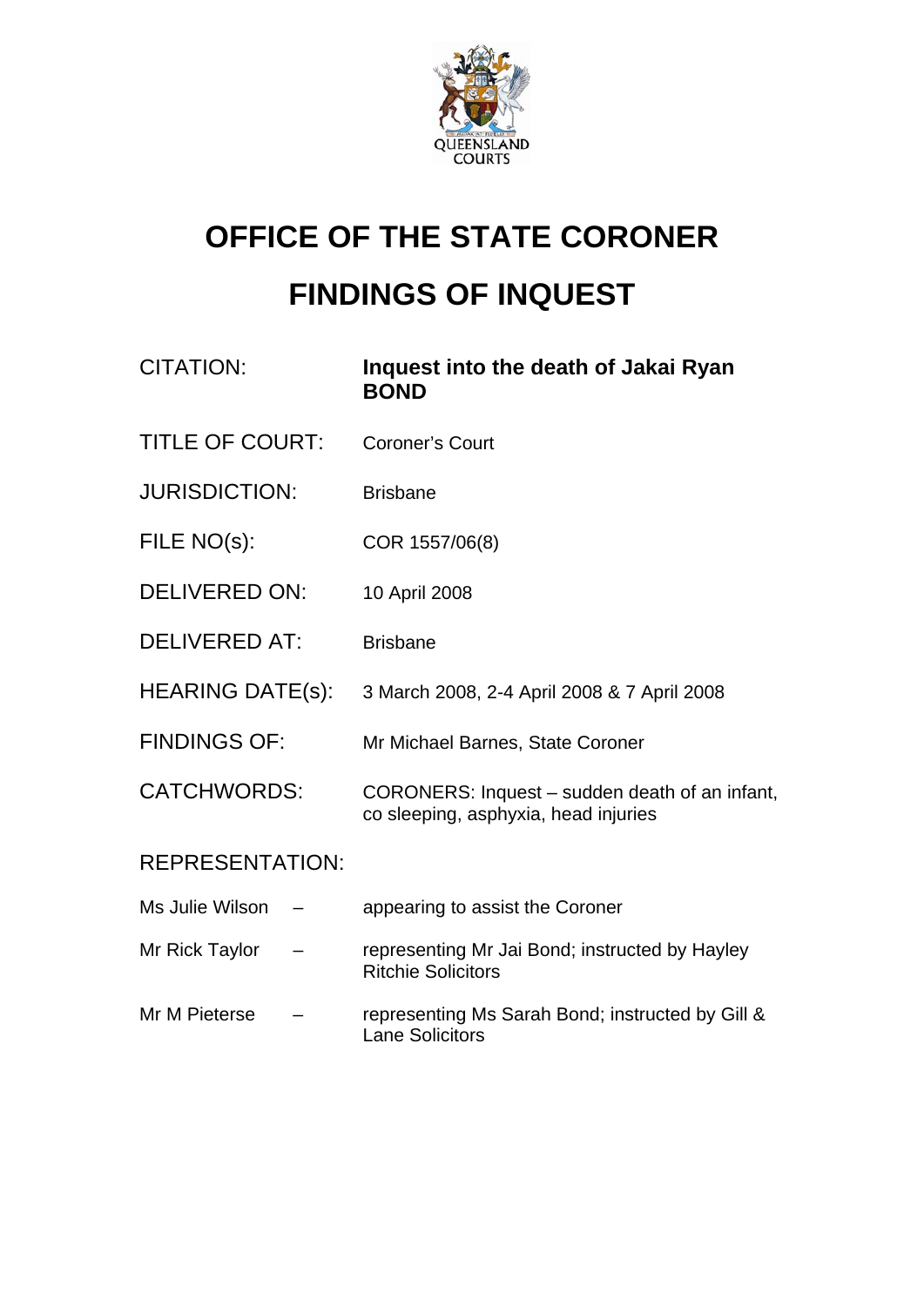QUEENSLAND COURTS

# OFFICE OF THE STATE CORONER

# FINDINGS OF INQUEST

| | |
|---|---|
| CITATION: | **Inquest into the death of Jakai Ryan BOND** |
| TITLE OF COURT: | Coroner's Court |
| JURISDICTION: | Brisbane |
| FILE NO(s): | COR 1557/06(8) |
| DELIVERED ON: | 10 April 2008 |
| DELIVERED AT: | Brisbane |
| HEARING DATE(s): | 3 March 2008, 2-4 April 2008 & 7 April 2008 |
| FINDINGS OF: | Mr Michael Barnes, State Coroner |
| CATCHWORDS: | CORONERS: Inquest – sudden death of an infant, co sleeping, asphyxia, head injuries |

REPRESENTATION:

| | | |
|---|---|---|
| Ms Julie Wilson | – | appearing to assist the Coroner |
| Mr Rick Taylor | – | representing Mr Jai Bond; instructed by Hayley Ritchie Solicitors |
| Mr M Pieterse | – | representing Ms Sarah Bond; instructed by Gill & Lane Solicitors |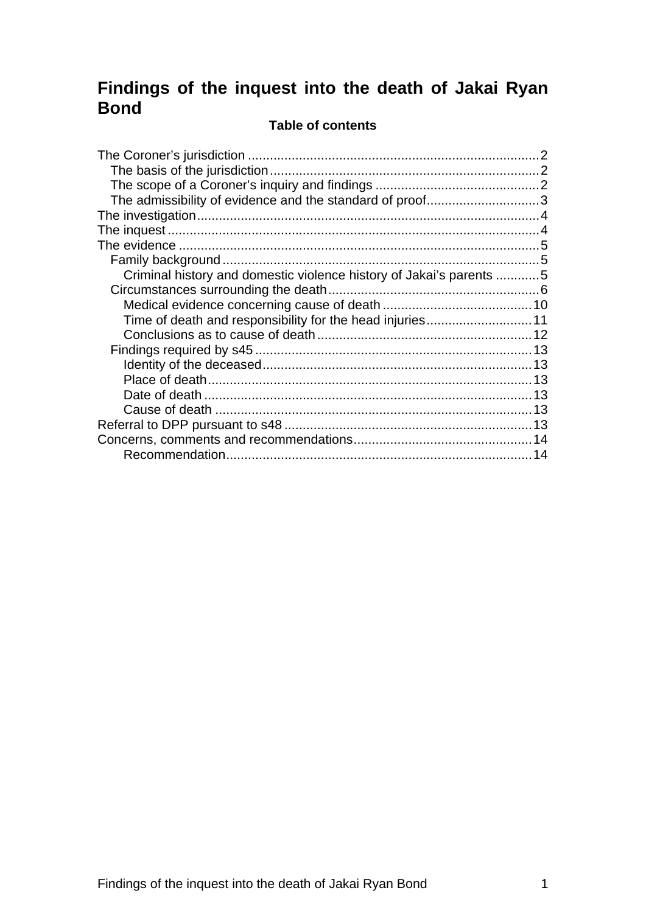# Findings of the inquest into the death of Jakai Ryan Bond

**Table of contents**

The Coroner's jurisdiction ................................................................................2
   The basis of the jurisdiction.........................................................................2
   The scope of a Coroner's inquiry and findings ............................................2
   The admissibility of evidence and the standard of proof...............................3
The investigation.............................................................................................4
The inquest.....................................................................................................4
The evidence ..................................................................................................5
   Family background.......................................................................................5
      Criminal history and domestic violence history of Jakai's parents ............5
   Circumstances surrounding the death..........................................................6
      Medical evidence concerning cause of death .........................................10
      Time of death and responsibility for the head injuries.............................11
      Conclusions as to cause of death...........................................................12
   Findings required by s45............................................................................13
      Identity of the deceased..........................................................................13
      Place of death.........................................................................................13
      Date of death ..........................................................................................13
      Cause of death .......................................................................................13
Referral to DPP pursuant to s48....................................................................13
Concerns, comments and recommendations.................................................14
      Recommendation....................................................................................14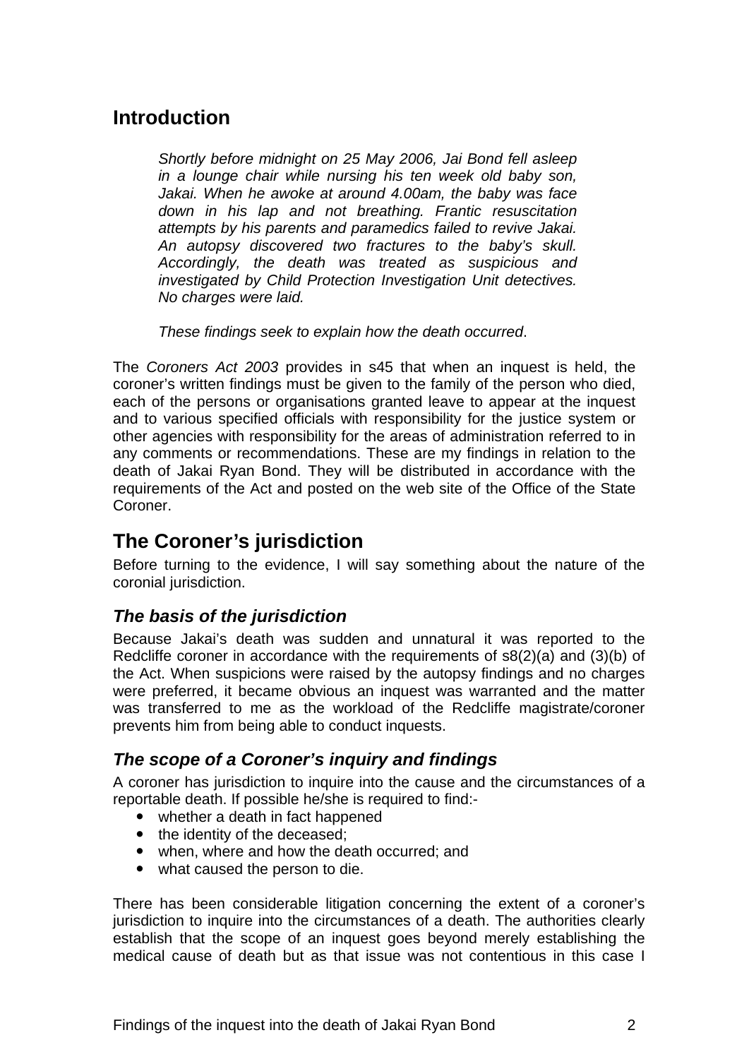## Introduction

> *Shortly before midnight on 25 May 2006, Jai Bond fell asleep in a lounge chair while nursing his ten week old baby son, Jakai. When he awoke at around 4.00am, the baby was face down in his lap and not breathing. Frantic resuscitation attempts by his parents and paramedics failed to revive Jakai. An autopsy discovered two fractures to the baby's skull. Accordingly, the death was treated as suspicious and investigated by Child Protection Investigation Unit detectives. No charges were laid.*
>
> *These findings seek to explain how the death occurred*.

The *Coroners Act 2003* provides in s45 that when an inquest is held, the coroner's written findings must be given to the family of the person who died, each of the persons or organisations granted leave to appear at the inquest and to various specified officials with responsibility for the justice system or other agencies with responsibility for the areas of administration referred to in any comments or recommendations. These are my findings in relation to the death of Jakai Ryan Bond. They will be distributed in accordance with the requirements of the Act and posted on the web site of the Office of the State Coroner.

## The Coroner's jurisdiction

Before turning to the evidence, I will say something about the nature of the coronial jurisdiction.

### *The basis of the jurisdiction*

Because Jakai's death was sudden and unnatural it was reported to the Redcliffe coroner in accordance with the requirements of s8(2)(a) and (3)(b) of the Act. When suspicions were raised by the autopsy findings and no charges were preferred, it became obvious an inquest was warranted and the matter was transferred to me as the workload of the Redcliffe magistrate/coroner prevents him from being able to conduct inquests.

### *The scope of a Coroner's inquiry and findings*

A coroner has jurisdiction to inquire into the cause and the circumstances of a reportable death. If possible he/she is required to find:-

- whether a death in fact happened
- the identity of the deceased;
- when, where and how the death occurred; and
- what caused the person to die.

There has been considerable litigation concerning the extent of a coroner's jurisdiction to inquire into the circumstances of a death. The authorities clearly establish that the scope of an inquest goes beyond merely establishing the medical cause of death but as that issue was not contentious in this case I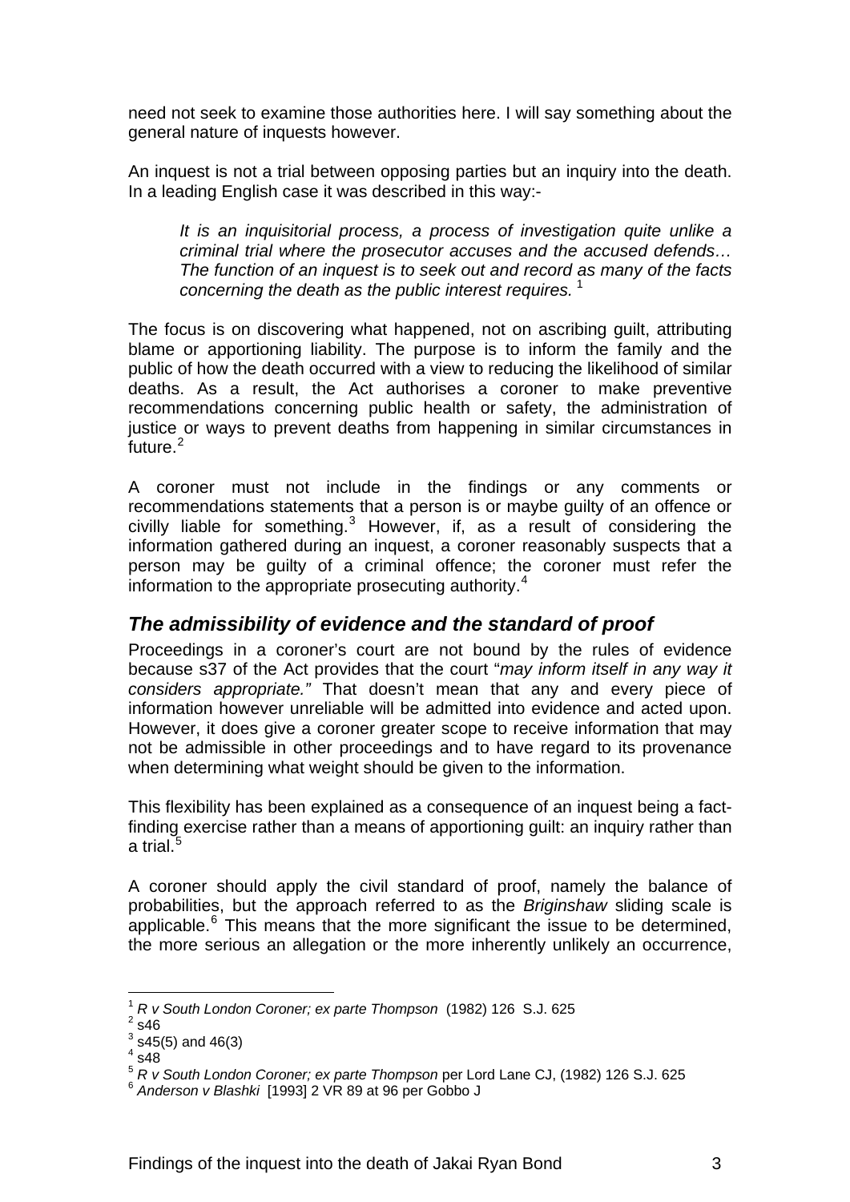need not seek to examine those authorities here. I will say something about the general nature of inquests however.

An inquest is not a trial between opposing parties but an inquiry into the death. In a leading English case it was described in this way:-

> *It is an inquisitorial process, a process of investigation quite unlike a criminal trial where the prosecutor accuses and the accused defends… The function of an inquest is to seek out and record as many of the facts concerning the death as the public interest requires.* [1]

The focus is on discovering what happened, not on ascribing guilt, attributing blame or apportioning liability. The purpose is to inform the family and the public of how the death occurred with a view to reducing the likelihood of similar deaths. As a result, the Act authorises a coroner to make preventive recommendations concerning public health or safety, the administration of justice or ways to prevent deaths from happening in similar circumstances in future.[2]

A coroner must not include in the findings or any comments or recommendations statements that a person is or maybe guilty of an offence or civilly liable for something.[3] However, if, as a result of considering the information gathered during an inquest, a coroner reasonably suspects that a person may be guilty of a criminal offence; the coroner must refer the information to the appropriate prosecuting authority.[4]

## *The admissibility of evidence and the standard of proof*

Proceedings in a coroner's court are not bound by the rules of evidence because s37 of the Act provides that the court "*may inform itself in any way it considers appropriate."* That doesn't mean that any and every piece of information however unreliable will be admitted into evidence and acted upon. However, it does give a coroner greater scope to receive information that may not be admissible in other proceedings and to have regard to its provenance when determining what weight should be given to the information.

This flexibility has been explained as a consequence of an inquest being a fact-finding exercise rather than a means of apportioning guilt: an inquiry rather than a trial.[5]

A coroner should apply the civil standard of proof, namely the balance of probabilities, but the approach referred to as the *Briginshaw* sliding scale is applicable.[6] This means that the more significant the issue to be determined, the more serious an allegation or the more inherently unlikely an occurrence,

---

[1] *R v South London Coroner; ex parte Thompson* (1982) 126 S.J. 625
[2] s46
[3] s45(5) and 46(3)
[4] s48
[5] *R v South London Coroner; ex parte Thompson* per Lord Lane CJ, (1982) 126 S.J. 625
[6] *Anderson v Blashki* [1993] 2 VR 89 at 96 per Gobbo J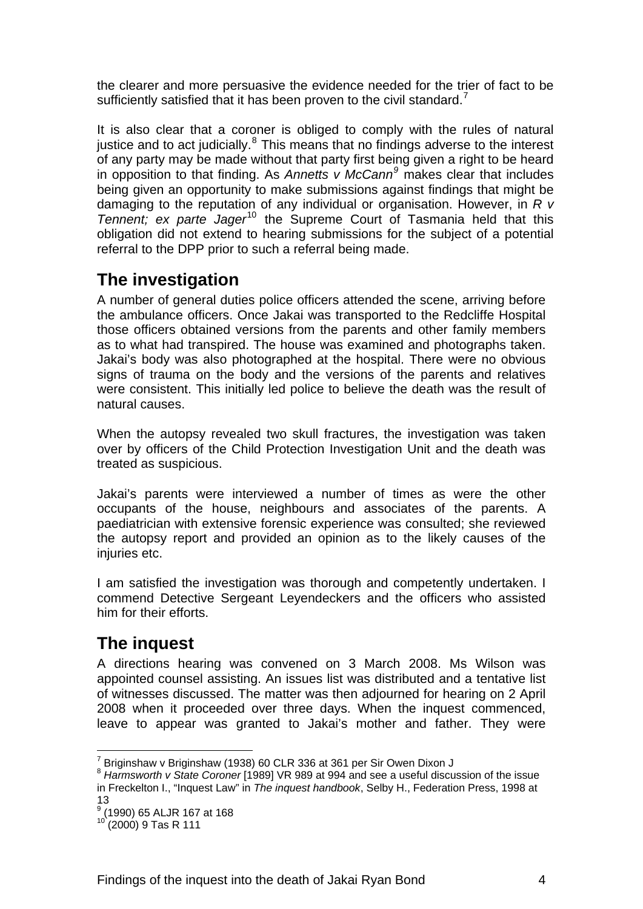the clearer and more persuasive the evidence needed for the trier of fact to be sufficiently satisfied that it has been proven to the civil standard.[7]

It is also clear that a coroner is obliged to comply with the rules of natural justice and to act judicially.[8] This means that no findings adverse to the interest of any party may be made without that party first being given a right to be heard in opposition to that finding. As *Annetts v McCann*[9] makes clear that includes being given an opportunity to make submissions against findings that might be damaging to the reputation of any individual or organisation. However, in *R v Tennent; ex parte Jager*[10] the Supreme Court of Tasmania held that this obligation did not extend to hearing submissions for the subject of a potential referral to the DPP prior to such a referral being made.

## The investigation

A number of general duties police officers attended the scene, arriving before the ambulance officers. Once Jakai was transported to the Redcliffe Hospital those officers obtained versions from the parents and other family members as to what had transpired. The house was examined and photographs taken. Jakai's body was also photographed at the hospital. There were no obvious signs of trauma on the body and the versions of the parents and relatives were consistent. This initially led police to believe the death was the result of natural causes.

When the autopsy revealed two skull fractures, the investigation was taken over by officers of the Child Protection Investigation Unit and the death was treated as suspicious.

Jakai's parents were interviewed a number of times as were the other occupants of the house, neighbours and associates of the parents. A paediatrician with extensive forensic experience was consulted; she reviewed the autopsy report and provided an opinion as to the likely causes of the injuries etc.

I am satisfied the investigation was thorough and competently undertaken. I commend Detective Sergeant Leyendeckers and the officers who assisted him for their efforts.

## The inquest

A directions hearing was convened on 3 March 2008. Ms Wilson was appointed counsel assisting. An issues list was distributed and a tentative list of witnesses discussed. The matter was then adjourned for hearing on 2 April 2008 when it proceeded over three days. When the inquest commenced, leave to appear was granted to Jakai's mother and father. They were

---

[7] Briginshaw v Briginshaw (1938) 60 CLR 336 at 361 per Sir Owen Dixon J

[8] *Harmsworth v State Coroner* [1989] VR 989 at 994 and see a useful discussion of the issue in Freckelton I., "Inquest Law" in *The inquest handbook*, Selby H., Federation Press, 1998 at 13

[9] (1990) 65 ALJR 167 at 168

[10] (2000) 9 Tas R 111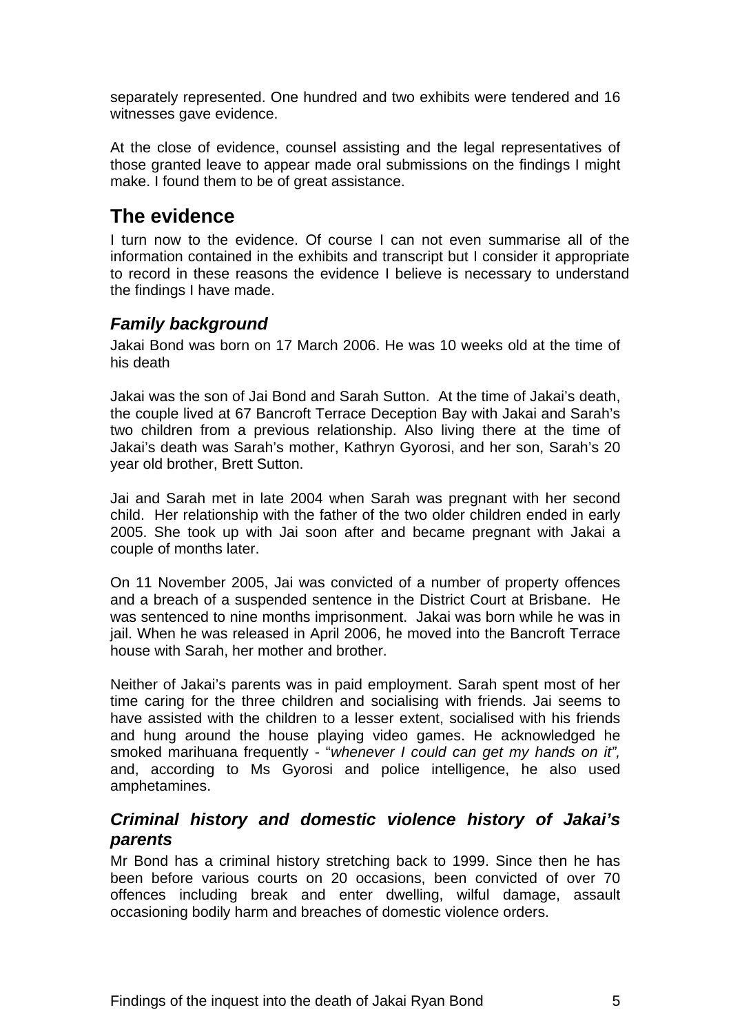separately represented. One hundred and two exhibits were tendered and 16 witnesses gave evidence.

At the close of evidence, counsel assisting and the legal representatives of those granted leave to appear made oral submissions on the findings I might make. I found them to be of great assistance.

## The evidence

I turn now to the evidence. Of course I can not even summarise all of the information contained in the exhibits and transcript but I consider it appropriate to record in these reasons the evidence I believe is necessary to understand the findings I have made.

### *Family background*

Jakai Bond was born on 17 March 2006. He was 10 weeks old at the time of his death

Jakai was the son of Jai Bond and Sarah Sutton. At the time of Jakai's death, the couple lived at 67 Bancroft Terrace Deception Bay with Jakai and Sarah's two children from a previous relationship. Also living there at the time of Jakai's death was Sarah's mother, Kathryn Gyorosi, and her son, Sarah's 20 year old brother, Brett Sutton.

Jai and Sarah met in late 2004 when Sarah was pregnant with her second child. Her relationship with the father of the two older children ended in early 2005. She took up with Jai soon after and became pregnant with Jakai a couple of months later.

On 11 November 2005, Jai was convicted of a number of property offences and a breach of a suspended sentence in the District Court at Brisbane. He was sentenced to nine months imprisonment. Jakai was born while he was in jail. When he was released in April 2006, he moved into the Bancroft Terrace house with Sarah, her mother and brother.

Neither of Jakai's parents was in paid employment. Sarah spent most of her time caring for the three children and socialising with friends. Jai seems to have assisted with the children to a lesser extent, socialised with his friends and hung around the house playing video games. He acknowledged he smoked marihuana frequently - "*whenever I could can get my hands on it",* and, according to Ms Gyorosi and police intelligence, he also used amphetamines.

### *Criminal history and domestic violence history of Jakai's parents*

Mr Bond has a criminal history stretching back to 1999. Since then he has been before various courts on 20 occasions, been convicted of over 70 offences including break and enter dwelling, wilful damage, assault occasioning bodily harm and breaches of domestic violence orders.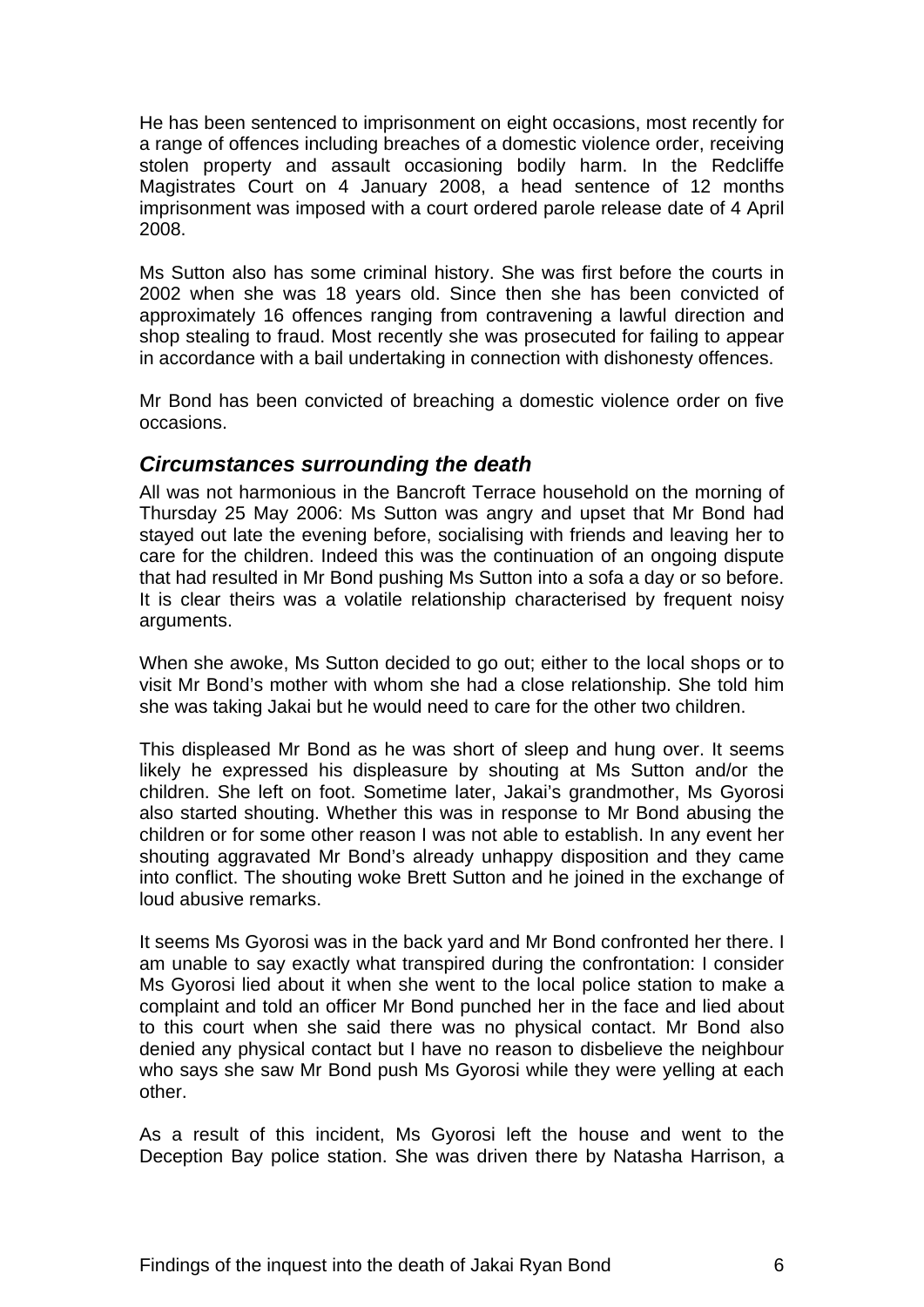He has been sentenced to imprisonment on eight occasions, most recently for a range of offences including breaches of a domestic violence order, receiving stolen property and assault occasioning bodily harm. In the Redcliffe Magistrates Court on 4 January 2008, a head sentence of 12 months imprisonment was imposed with a court ordered parole release date of 4 April 2008.

Ms Sutton also has some criminal history. She was first before the courts in 2002 when she was 18 years old. Since then she has been convicted of approximately 16 offences ranging from contravening a lawful direction and shop stealing to fraud. Most recently she was prosecuted for failing to appear in accordance with a bail undertaking in connection with dishonesty offences.

Mr Bond has been convicted of breaching a domestic violence order on five occasions.

### *Circumstances surrounding the death*

All was not harmonious in the Bancroft Terrace household on the morning of Thursday 25 May 2006: Ms Sutton was angry and upset that Mr Bond had stayed out late the evening before, socialising with friends and leaving her to care for the children. Indeed this was the continuation of an ongoing dispute that had resulted in Mr Bond pushing Ms Sutton into a sofa a day or so before. It is clear theirs was a volatile relationship characterised by frequent noisy arguments.

When she awoke, Ms Sutton decided to go out; either to the local shops or to visit Mr Bond's mother with whom she had a close relationship. She told him she was taking Jakai but he would need to care for the other two children.

This displeased Mr Bond as he was short of sleep and hung over. It seems likely he expressed his displeasure by shouting at Ms Sutton and/or the children. She left on foot. Sometime later, Jakai's grandmother, Ms Gyorosi also started shouting. Whether this was in response to Mr Bond abusing the children or for some other reason I was not able to establish. In any event her shouting aggravated Mr Bond's already unhappy disposition and they came into conflict. The shouting woke Brett Sutton and he joined in the exchange of loud abusive remarks.

It seems Ms Gyorosi was in the back yard and Mr Bond confronted her there. I am unable to say exactly what transpired during the confrontation: I consider Ms Gyorosi lied about it when she went to the local police station to make a complaint and told an officer Mr Bond punched her in the face and lied about to this court when she said there was no physical contact. Mr Bond also denied any physical contact but I have no reason to disbelieve the neighbour who says she saw Mr Bond push Ms Gyorosi while they were yelling at each other.

As a result of this incident, Ms Gyorosi left the house and went to the Deception Bay police station. She was driven there by Natasha Harrison, a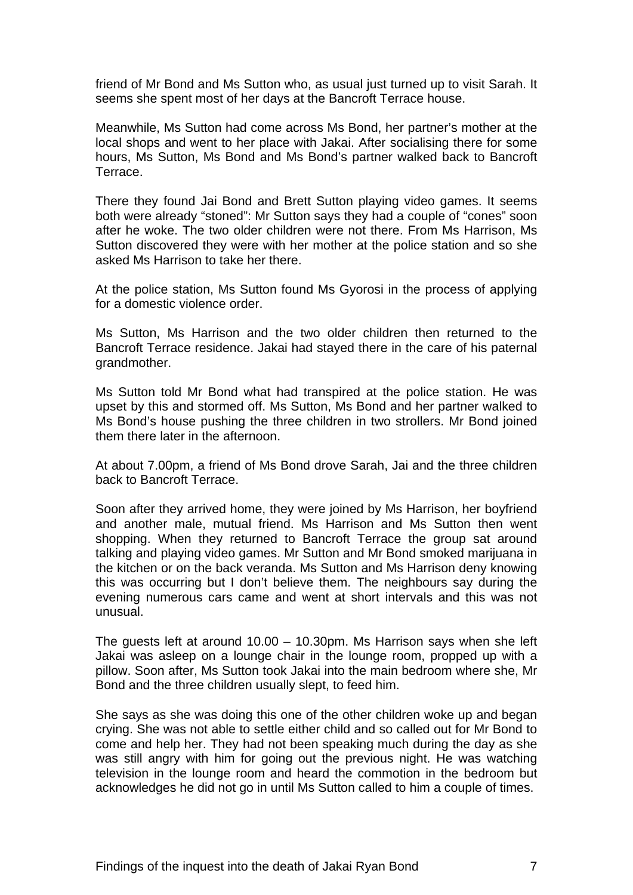friend of Mr Bond and Ms Sutton who, as usual just turned up to visit Sarah. It seems she spent most of her days at the Bancroft Terrace house.

Meanwhile, Ms Sutton had come across Ms Bond, her partner's mother at the local shops and went to her place with Jakai. After socialising there for some hours, Ms Sutton, Ms Bond and Ms Bond's partner walked back to Bancroft Terrace.

There they found Jai Bond and Brett Sutton playing video games. It seems both were already "stoned": Mr Sutton says they had a couple of "cones" soon after he woke. The two older children were not there. From Ms Harrison, Ms Sutton discovered they were with her mother at the police station and so she asked Ms Harrison to take her there.

At the police station, Ms Sutton found Ms Gyorosi in the process of applying for a domestic violence order.

Ms Sutton, Ms Harrison and the two older children then returned to the Bancroft Terrace residence. Jakai had stayed there in the care of his paternal grandmother.

Ms Sutton told Mr Bond what had transpired at the police station. He was upset by this and stormed off. Ms Sutton, Ms Bond and her partner walked to Ms Bond's house pushing the three children in two strollers. Mr Bond joined them there later in the afternoon.

At about 7.00pm, a friend of Ms Bond drove Sarah, Jai and the three children back to Bancroft Terrace.

Soon after they arrived home, they were joined by Ms Harrison, her boyfriend and another male, mutual friend. Ms Harrison and Ms Sutton then went shopping. When they returned to Bancroft Terrace the group sat around talking and playing video games. Mr Sutton and Mr Bond smoked marijuana in the kitchen or on the back veranda. Ms Sutton and Ms Harrison deny knowing this was occurring but I don't believe them. The neighbours say during the evening numerous cars came and went at short intervals and this was not unusual.

The guests left at around 10.00 – 10.30pm. Ms Harrison says when she left Jakai was asleep on a lounge chair in the lounge room, propped up with a pillow. Soon after, Ms Sutton took Jakai into the main bedroom where she, Mr Bond and the three children usually slept, to feed him.

She says as she was doing this one of the other children woke up and began crying. She was not able to settle either child and so called out for Mr Bond to come and help her. They had not been speaking much during the day as she was still angry with him for going out the previous night. He was watching television in the lounge room and heard the commotion in the bedroom but acknowledges he did not go in until Ms Sutton called to him a couple of times.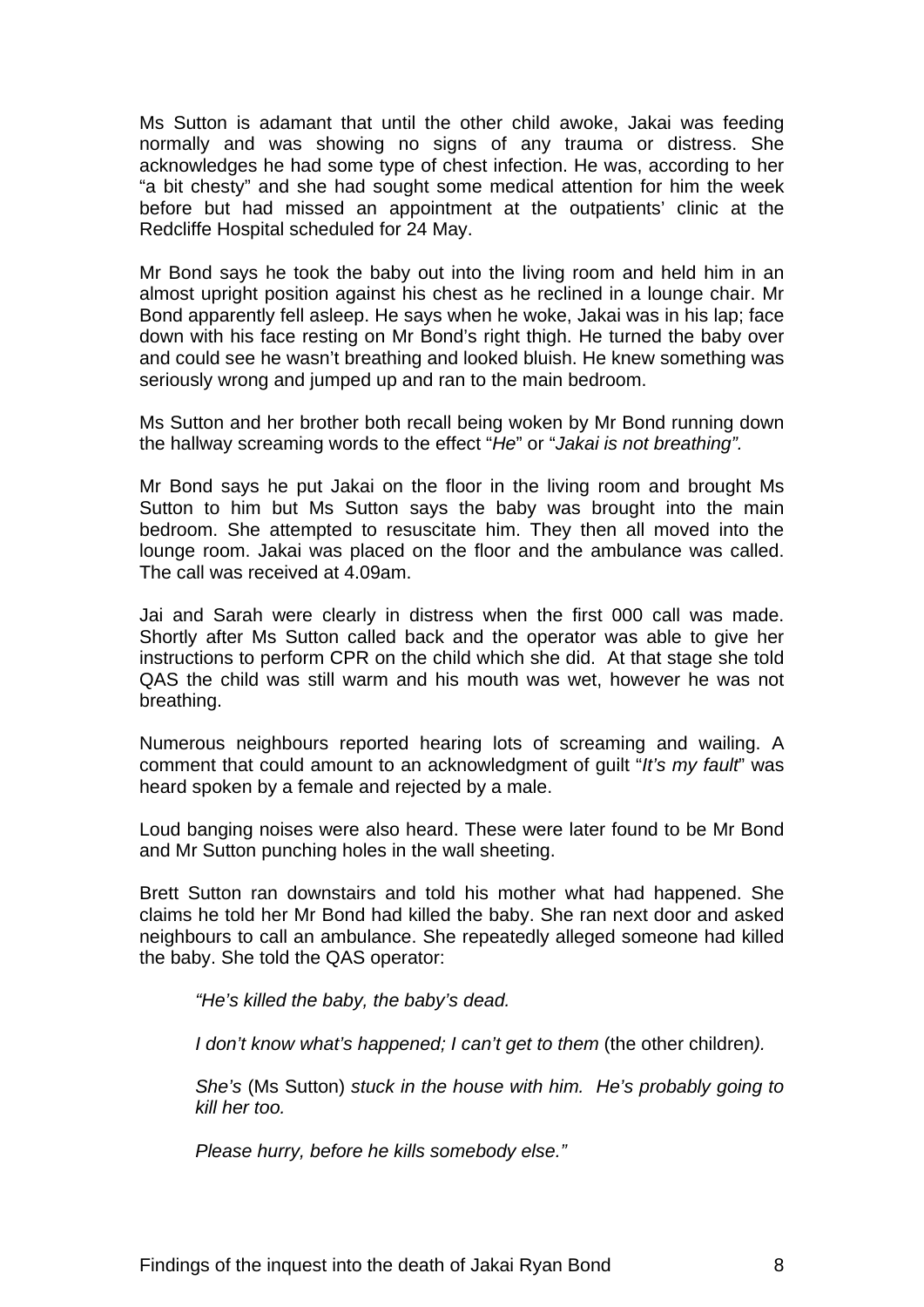Ms Sutton is adamant that until the other child awoke, Jakai was feeding normally and was showing no signs of any trauma or distress. She acknowledges he had some type of chest infection. He was, according to her "a bit chesty" and she had sought some medical attention for him the week before but had missed an appointment at the outpatients' clinic at the Redcliffe Hospital scheduled for 24 May.

Mr Bond says he took the baby out into the living room and held him in an almost upright position against his chest as he reclined in a lounge chair. Mr Bond apparently fell asleep. He says when he woke, Jakai was in his lap; face down with his face resting on Mr Bond's right thigh. He turned the baby over and could see he wasn't breathing and looked bluish. He knew something was seriously wrong and jumped up and ran to the main bedroom.

Ms Sutton and her brother both recall being woken by Mr Bond running down the hallway screaming words to the effect "*He*" or "*Jakai is not breathing".*

Mr Bond says he put Jakai on the floor in the living room and brought Ms Sutton to him but Ms Sutton says the baby was brought into the main bedroom. She attempted to resuscitate him. They then all moved into the lounge room. Jakai was placed on the floor and the ambulance was called. The call was received at 4.09am.

Jai and Sarah were clearly in distress when the first 000 call was made. Shortly after Ms Sutton called back and the operator was able to give her instructions to perform CPR on the child which she did. At that stage she told QAS the child was still warm and his mouth was wet, however he was not breathing.

Numerous neighbours reported hearing lots of screaming and wailing. A comment that could amount to an acknowledgment of guilt "*It's my fault*" was heard spoken by a female and rejected by a male.

Loud banging noises were also heard. These were later found to be Mr Bond and Mr Sutton punching holes in the wall sheeting.

Brett Sutton ran downstairs and told his mother what had happened. She claims he told her Mr Bond had killed the baby. She ran next door and asked neighbours to call an ambulance. She repeatedly alleged someone had killed the baby. She told the QAS operator:

> *"He's killed the baby, the baby's dead.*
>
> *I don't know what's happened; I can't get to them* (the other children*).*
>
> *She's* (Ms Sutton) *stuck in the house with him. He's probably going to kill her too.*
>
> *Please hurry, before he kills somebody else."*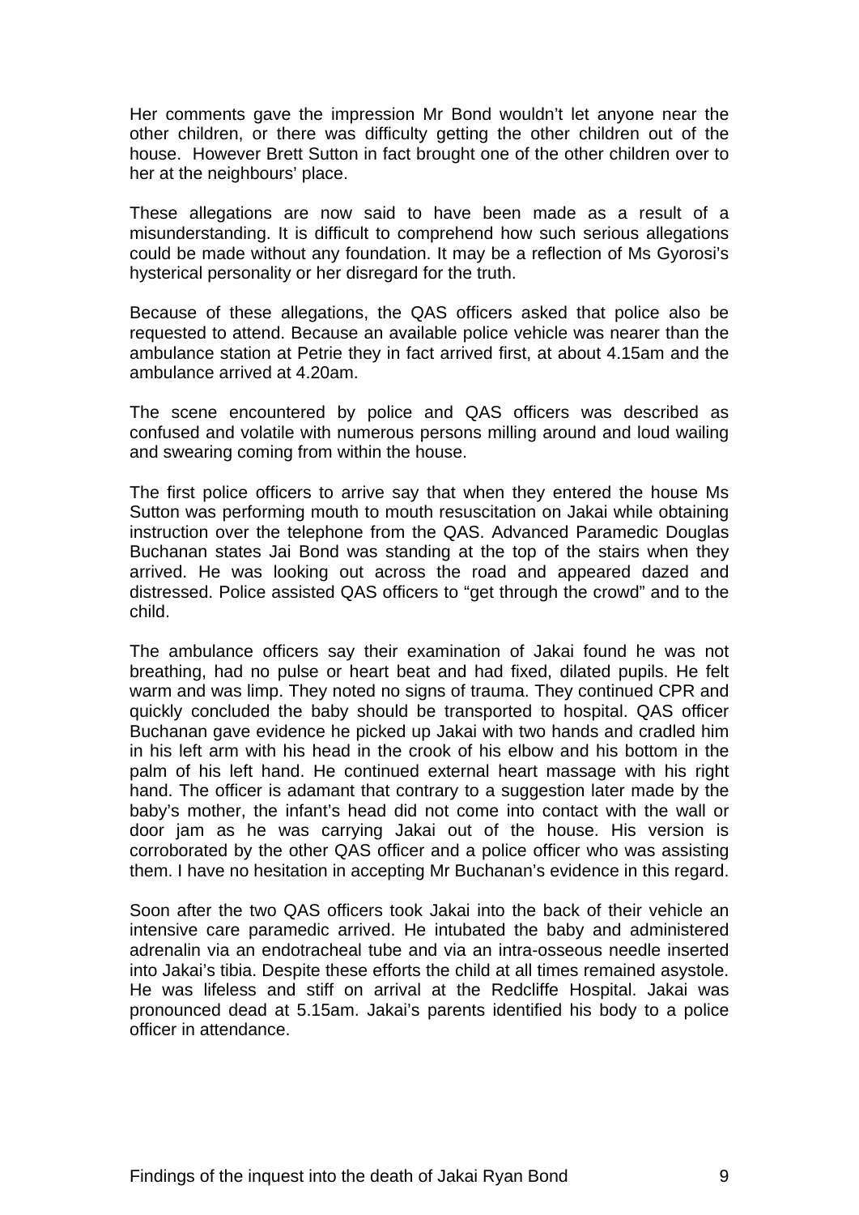Her comments gave the impression Mr Bond wouldn't let anyone near the other children, or there was difficulty getting the other children out of the house. However Brett Sutton in fact brought one of the other children over to her at the neighbours' place.

These allegations are now said to have been made as a result of a misunderstanding. It is difficult to comprehend how such serious allegations could be made without any foundation. It may be a reflection of Ms Gyorosi's hysterical personality or her disregard for the truth.

Because of these allegations, the QAS officers asked that police also be requested to attend. Because an available police vehicle was nearer than the ambulance station at Petrie they in fact arrived first, at about 4.15am and the ambulance arrived at 4.20am.

The scene encountered by police and QAS officers was described as confused and volatile with numerous persons milling around and loud wailing and swearing coming from within the house.

The first police officers to arrive say that when they entered the house Ms Sutton was performing mouth to mouth resuscitation on Jakai while obtaining instruction over the telephone from the QAS. Advanced Paramedic Douglas Buchanan states Jai Bond was standing at the top of the stairs when they arrived. He was looking out across the road and appeared dazed and distressed. Police assisted QAS officers to "get through the crowd" and to the child.

The ambulance officers say their examination of Jakai found he was not breathing, had no pulse or heart beat and had fixed, dilated pupils. He felt warm and was limp. They noted no signs of trauma. They continued CPR and quickly concluded the baby should be transported to hospital. QAS officer Buchanan gave evidence he picked up Jakai with two hands and cradled him in his left arm with his head in the crook of his elbow and his bottom in the palm of his left hand. He continued external heart massage with his right hand. The officer is adamant that contrary to a suggestion later made by the baby's mother, the infant's head did not come into contact with the wall or door jam as he was carrying Jakai out of the house. His version is corroborated by the other QAS officer and a police officer who was assisting them. I have no hesitation in accepting Mr Buchanan's evidence in this regard.

Soon after the two QAS officers took Jakai into the back of their vehicle an intensive care paramedic arrived. He intubated the baby and administered adrenalin via an endotracheal tube and via an intra-osseous needle inserted into Jakai's tibia. Despite these efforts the child at all times remained asystole. He was lifeless and stiff on arrival at the Redcliffe Hospital. Jakai was pronounced dead at 5.15am. Jakai's parents identified his body to a police officer in attendance.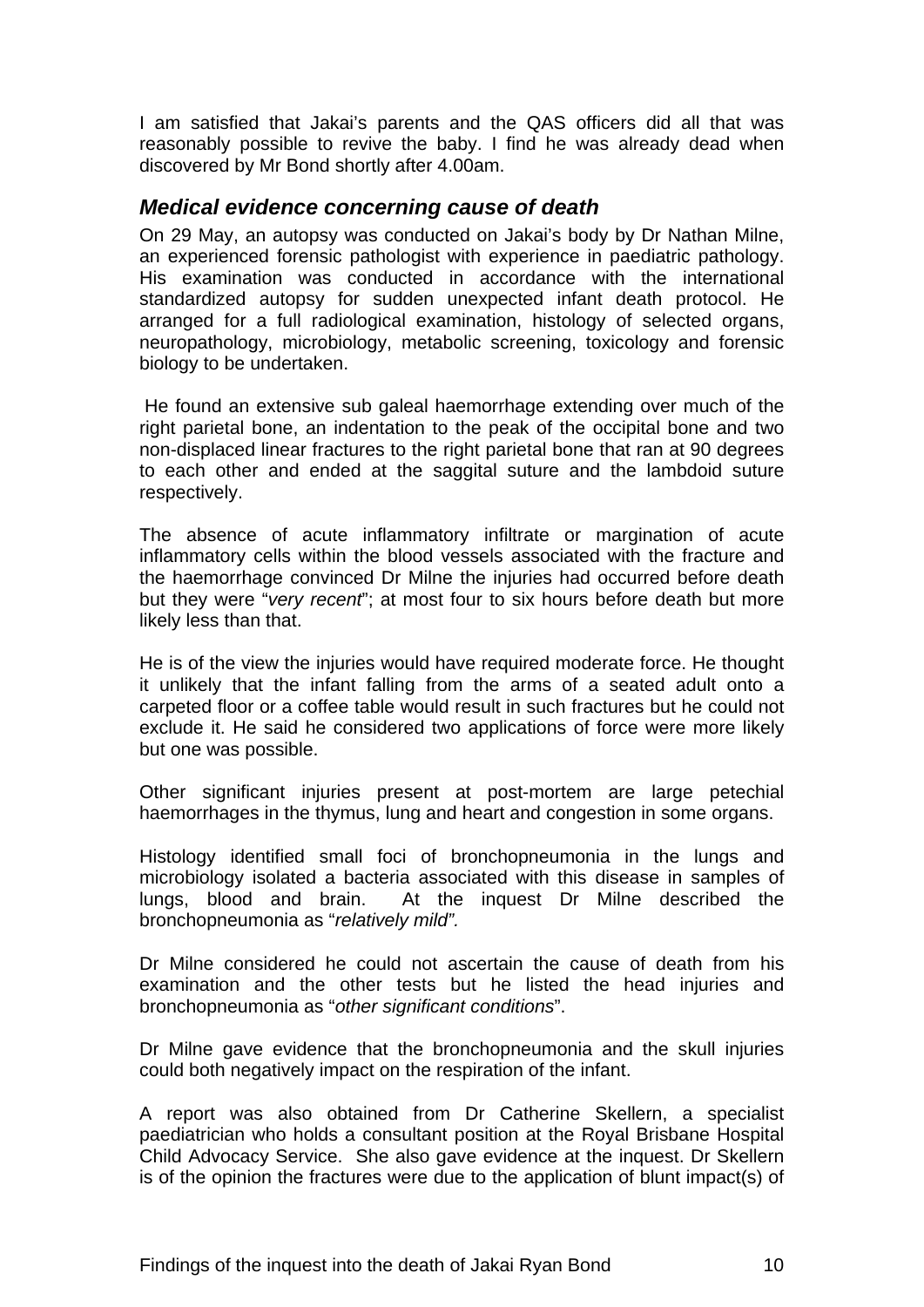I am satisfied that Jakai's parents and the QAS officers did all that was reasonably possible to revive the baby. I find he was already dead when discovered by Mr Bond shortly after 4.00am.

### *Medical evidence concerning cause of death*

On 29 May, an autopsy was conducted on Jakai's body by Dr Nathan Milne, an experienced forensic pathologist with experience in paediatric pathology. His examination was conducted in accordance with the international standardized autopsy for sudden unexpected infant death protocol. He arranged for a full radiological examination, histology of selected organs, neuropathology, microbiology, metabolic screening, toxicology and forensic biology to be undertaken.

He found an extensive sub galeal haemorrhage extending over much of the right parietal bone, an indentation to the peak of the occipital bone and two non-displaced linear fractures to the right parietal bone that ran at 90 degrees to each other and ended at the saggital suture and the lambdoid suture respectively.

The absence of acute inflammatory infiltrate or margination of acute inflammatory cells within the blood vessels associated with the fracture and the haemorrhage convinced Dr Milne the injuries had occurred before death but they were "*very recent*"; at most four to six hours before death but more likely less than that.

He is of the view the injuries would have required moderate force. He thought it unlikely that the infant falling from the arms of a seated adult onto a carpeted floor or a coffee table would result in such fractures but he could not exclude it. He said he considered two applications of force were more likely but one was possible.

Other significant injuries present at post-mortem are large petechial haemorrhages in the thymus, lung and heart and congestion in some organs.

Histology identified small foci of bronchopneumonia in the lungs and microbiology isolated a bacteria associated with this disease in samples of lungs, blood and brain. At the inquest Dr Milne described the bronchopneumonia as "*relatively mild".*

Dr Milne considered he could not ascertain the cause of death from his examination and the other tests but he listed the head injuries and bronchopneumonia as "*other significant conditions*".

Dr Milne gave evidence that the bronchopneumonia and the skull injuries could both negatively impact on the respiration of the infant.

A report was also obtained from Dr Catherine Skellern, a specialist paediatrician who holds a consultant position at the Royal Brisbane Hospital Child Advocacy Service. She also gave evidence at the inquest. Dr Skellern is of the opinion the fractures were due to the application of blunt impact(s) of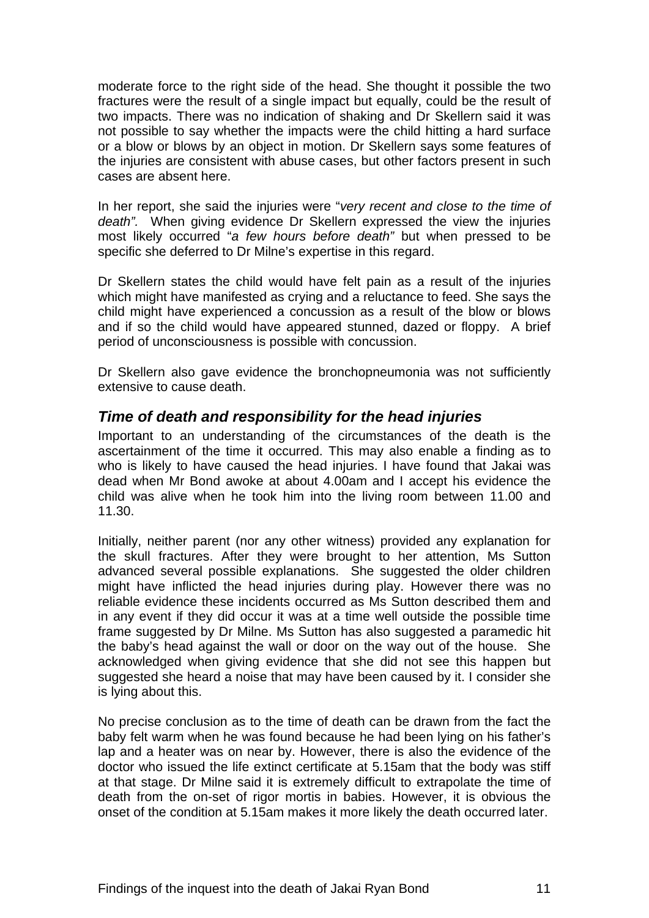moderate force to the right side of the head. She thought it possible the two fractures were the result of a single impact but equally, could be the result of two impacts. There was no indication of shaking and Dr Skellern said it was not possible to say whether the impacts were the child hitting a hard surface or a blow or blows by an object in motion. Dr Skellern says some features of the injuries are consistent with abuse cases, but other factors present in such cases are absent here.

In her report, she said the injuries were "*very recent and close to the time of death".* When giving evidence Dr Skellern expressed the view the injuries most likely occurred "*a few hours before death"* but when pressed to be specific she deferred to Dr Milne's expertise in this regard.

Dr Skellern states the child would have felt pain as a result of the injuries which might have manifested as crying and a reluctance to feed. She says the child might have experienced a concussion as a result of the blow or blows and if so the child would have appeared stunned, dazed or floppy. A brief period of unconsciousness is possible with concussion.

Dr Skellern also gave evidence the bronchopneumonia was not sufficiently extensive to cause death.

## *Time of death and responsibility for the head injuries*

Important to an understanding of the circumstances of the death is the ascertainment of the time it occurred. This may also enable a finding as to who is likely to have caused the head injuries. I have found that Jakai was dead when Mr Bond awoke at about 4.00am and I accept his evidence the child was alive when he took him into the living room between 11.00 and 11.30.

Initially, neither parent (nor any other witness) provided any explanation for the skull fractures. After they were brought to her attention, Ms Sutton advanced several possible explanations. She suggested the older children might have inflicted the head injuries during play. However there was no reliable evidence these incidents occurred as Ms Sutton described them and in any event if they did occur it was at a time well outside the possible time frame suggested by Dr Milne. Ms Sutton has also suggested a paramedic hit the baby's head against the wall or door on the way out of the house. She acknowledged when giving evidence that she did not see this happen but suggested she heard a noise that may have been caused by it. I consider she is lying about this.

No precise conclusion as to the time of death can be drawn from the fact the baby felt warm when he was found because he had been lying on his father's lap and a heater was on near by. However, there is also the evidence of the doctor who issued the life extinct certificate at 5.15am that the body was stiff at that stage. Dr Milne said it is extremely difficult to extrapolate the time of death from the on-set of rigor mortis in babies. However, it is obvious the onset of the condition at 5.15am makes it more likely the death occurred later.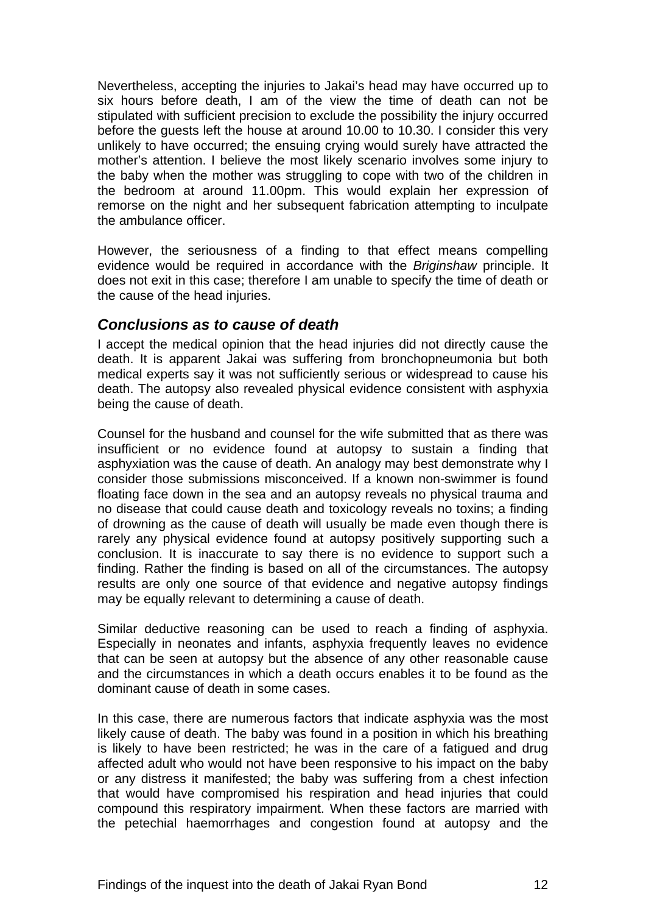Nevertheless, accepting the injuries to Jakai's head may have occurred up to six hours before death, I am of the view the time of death can not be stipulated with sufficient precision to exclude the possibility the injury occurred before the guests left the house at around 10.00 to 10.30. I consider this very unlikely to have occurred; the ensuing crying would surely have attracted the mother's attention. I believe the most likely scenario involves some injury to the baby when the mother was struggling to cope with two of the children in the bedroom at around 11.00pm. This would explain her expression of remorse on the night and her subsequent fabrication attempting to inculpate the ambulance officer.

However, the seriousness of a finding to that effect means compelling evidence would be required in accordance with the *Briginshaw* principle. It does not exit in this case; therefore I am unable to specify the time of death or the cause of the head injuries.

### *Conclusions as to cause of death*

I accept the medical opinion that the head injuries did not directly cause the death. It is apparent Jakai was suffering from bronchopneumonia but both medical experts say it was not sufficiently serious or widespread to cause his death. The autopsy also revealed physical evidence consistent with asphyxia being the cause of death.

Counsel for the husband and counsel for the wife submitted that as there was insufficient or no evidence found at autopsy to sustain a finding that asphyxiation was the cause of death. An analogy may best demonstrate why I consider those submissions misconceived. If a known non-swimmer is found floating face down in the sea and an autopsy reveals no physical trauma and no disease that could cause death and toxicology reveals no toxins; a finding of drowning as the cause of death will usually be made even though there is rarely any physical evidence found at autopsy positively supporting such a conclusion. It is inaccurate to say there is no evidence to support such a finding. Rather the finding is based on all of the circumstances. The autopsy results are only one source of that evidence and negative autopsy findings may be equally relevant to determining a cause of death.

Similar deductive reasoning can be used to reach a finding of asphyxia. Especially in neonates and infants, asphyxia frequently leaves no evidence that can be seen at autopsy but the absence of any other reasonable cause and the circumstances in which a death occurs enables it to be found as the dominant cause of death in some cases.

In this case, there are numerous factors that indicate asphyxia was the most likely cause of death. The baby was found in a position in which his breathing is likely to have been restricted; he was in the care of a fatigued and drug affected adult who would not have been responsive to his impact on the baby or any distress it manifested; the baby was suffering from a chest infection that would have compromised his respiration and head injuries that could compound this respiratory impairment. When these factors are married with the petechial haemorrhages and congestion found at autopsy and the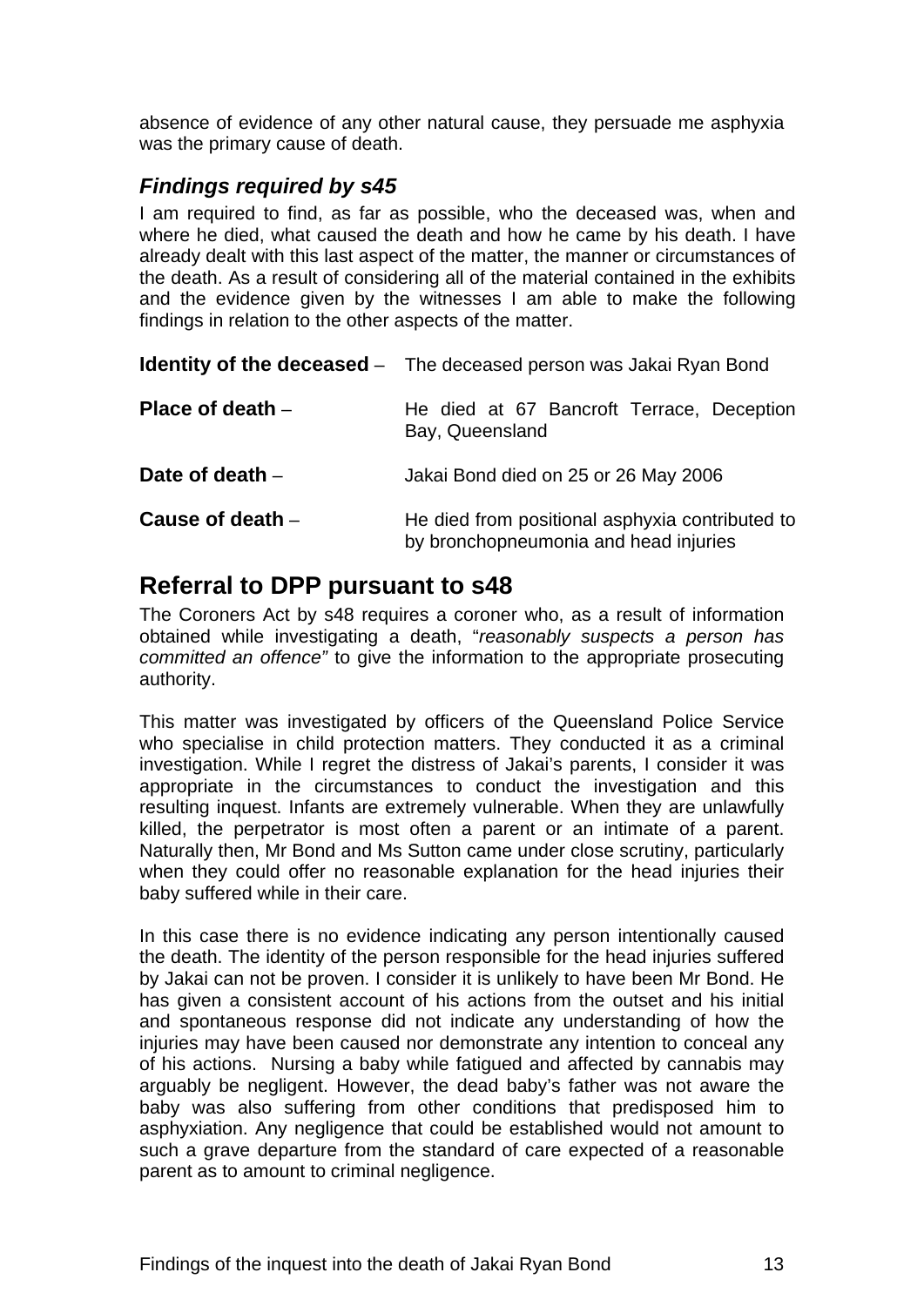absence of evidence of any other natural cause, they persuade me asphyxia was the primary cause of death.

### *Findings required by s45*

I am required to find, as far as possible, who the deceased was, when and where he died, what caused the death and how he came by his death. I have already dealt with this last aspect of the matter, the manner or circumstances of the death. As a result of considering all of the material contained in the exhibits and the evidence given by the witnesses I am able to make the following findings in relation to the other aspects of the matter.

| | |
|---|---|
| **Identity of the deceased** – | The deceased person was Jakai Ryan Bond |
| **Place of death** – | He died at 67 Bancroft Terrace, Deception Bay, Queensland |
| **Date of death** – | Jakai Bond died on 25 or 26 May 2006 |
| **Cause of death** – | He died from positional asphyxia contributed to by bronchopneumonia and head injuries |

## Referral to DPP pursuant to s48

The Coroners Act by s48 requires a coroner who, as a result of information obtained while investigating a death, "*reasonably suspects a person has committed an offence"* to give the information to the appropriate prosecuting authority.

This matter was investigated by officers of the Queensland Police Service who specialise in child protection matters. They conducted it as a criminal investigation. While I regret the distress of Jakai's parents, I consider it was appropriate in the circumstances to conduct the investigation and this resulting inquest. Infants are extremely vulnerable. When they are unlawfully killed, the perpetrator is most often a parent or an intimate of a parent. Naturally then, Mr Bond and Ms Sutton came under close scrutiny, particularly when they could offer no reasonable explanation for the head injuries their baby suffered while in their care.

In this case there is no evidence indicating any person intentionally caused the death. The identity of the person responsible for the head injuries suffered by Jakai can not be proven. I consider it is unlikely to have been Mr Bond. He has given a consistent account of his actions from the outset and his initial and spontaneous response did not indicate any understanding of how the injuries may have been caused nor demonstrate any intention to conceal any of his actions. Nursing a baby while fatigued and affected by cannabis may arguably be negligent. However, the dead baby's father was not aware the baby was also suffering from other conditions that predisposed him to asphyxiation. Any negligence that could be established would not amount to such a grave departure from the standard of care expected of a reasonable parent as to amount to criminal negligence.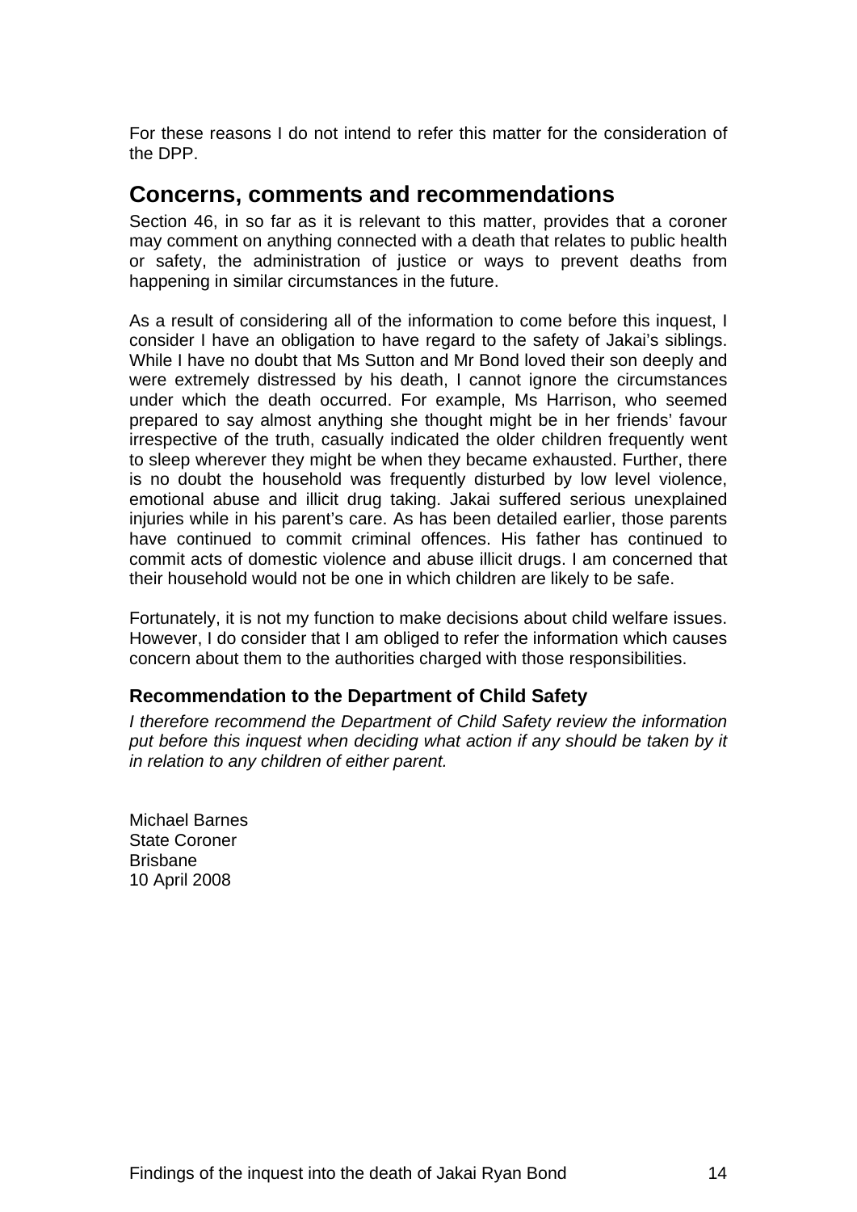For these reasons I do not intend to refer this matter for the consideration of the DPP.

## Concerns, comments and recommendations

Section 46, in so far as it is relevant to this matter, provides that a coroner may comment on anything connected with a death that relates to public health or safety, the administration of justice or ways to prevent deaths from happening in similar circumstances in the future.

As a result of considering all of the information to come before this inquest, I consider I have an obligation to have regard to the safety of Jakai's siblings. While I have no doubt that Ms Sutton and Mr Bond loved their son deeply and were extremely distressed by his death, I cannot ignore the circumstances under which the death occurred. For example, Ms Harrison, who seemed prepared to say almost anything she thought might be in her friends' favour irrespective of the truth, casually indicated the older children frequently went to sleep wherever they might be when they became exhausted. Further, there is no doubt the household was frequently disturbed by low level violence, emotional abuse and illicit drug taking. Jakai suffered serious unexplained injuries while in his parent's care. As has been detailed earlier, those parents have continued to commit criminal offences. His father has continued to commit acts of domestic violence and abuse illicit drugs. I am concerned that their household would not be one in which children are likely to be safe.

Fortunately, it is not my function to make decisions about child welfare issues. However, I do consider that I am obliged to refer the information which causes concern about them to the authorities charged with those responsibilities.

### Recommendation to the Department of Child Safety

*I therefore recommend the Department of Child Safety review the information put before this inquest when deciding what action if any should be taken by it in relation to any children of either parent.*

Michael Barnes
State Coroner
Brisbane
10 April 2008